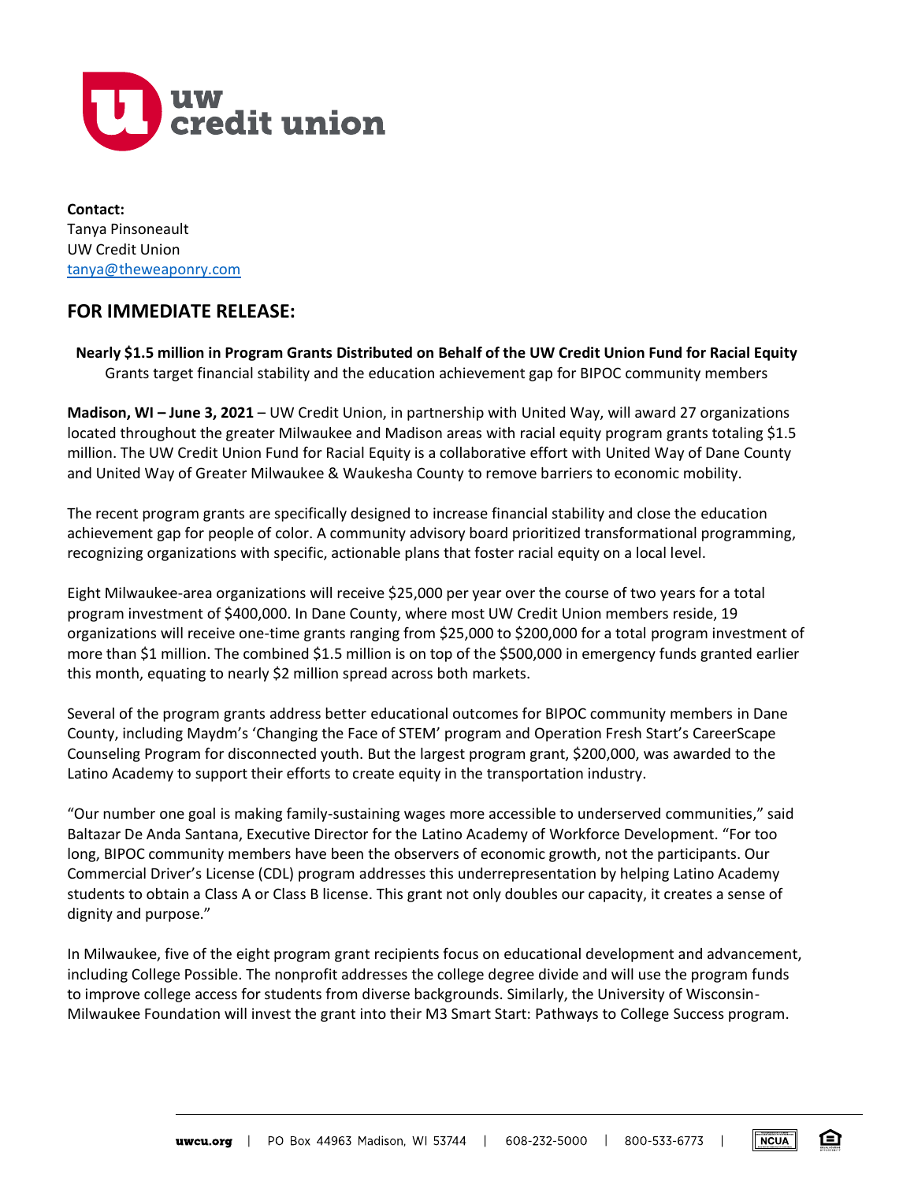**Contact:**
Tanya Pinsoneault
UW Credit Union
tanya@theweaponry.com

## FOR IMMEDIATE RELEASE:

**Nearly $1.5 million in Program Grants Distributed on Behalf of the UW Credit Union Fund for Racial Equity**
Grants target financial stability and the education achievement gap for BIPOC community members

**Madison, WI – June 3, 2021** – UW Credit Union, in partnership with United Way, will award 27 organizations located throughout the greater Milwaukee and Madison areas with racial equity program grants totaling $1.5 million. The UW Credit Union Fund for Racial Equity is a collaborative effort with United Way of Dane County and United Way of Greater Milwaukee & Waukesha County to remove barriers to economic mobility.

The recent program grants are specifically designed to increase financial stability and close the education achievement gap for people of color. A community advisory board prioritized transformational programming, recognizing organizations with specific, actionable plans that foster racial equity on a local level.

Eight Milwaukee-area organizations will receive $25,000 per year over the course of two years for a total program investment of $400,000. In Dane County, where most UW Credit Union members reside, 19 organizations will receive one-time grants ranging from $25,000 to $200,000 for a total program investment of more than $1 million. The combined $1.5 million is on top of the $500,000 in emergency funds granted earlier this month, equating to nearly $2 million spread across both markets.

Several of the program grants address better educational outcomes for BIPOC community members in Dane County, including Maydm's 'Changing the Face of STEM' program and Operation Fresh Start's CareerScape Counseling Program for disconnected youth. But the largest program grant, $200,000, was awarded to the Latino Academy to support their efforts to create equity in the transportation industry.

"Our number one goal is making family-sustaining wages more accessible to underserved communities," said Baltazar De Anda Santana, Executive Director for the Latino Academy of Workforce Development. "For too long, BIPOC community members have been the observers of economic growth, not the participants. Our Commercial Driver's License (CDL) program addresses this underrepresentation by helping Latino Academy students to obtain a Class A or Class B license. This grant not only doubles our capacity, it creates a sense of dignity and purpose."

In Milwaukee, five of the eight program grant recipients focus on educational development and advancement, including College Possible. The nonprofit addresses the college degree divide and will use the program funds to improve college access for students from diverse backgrounds. Similarly, the University of Wisconsin-Milwaukee Foundation will invest the grant into their M3 Smart Start: Pathways to College Success program.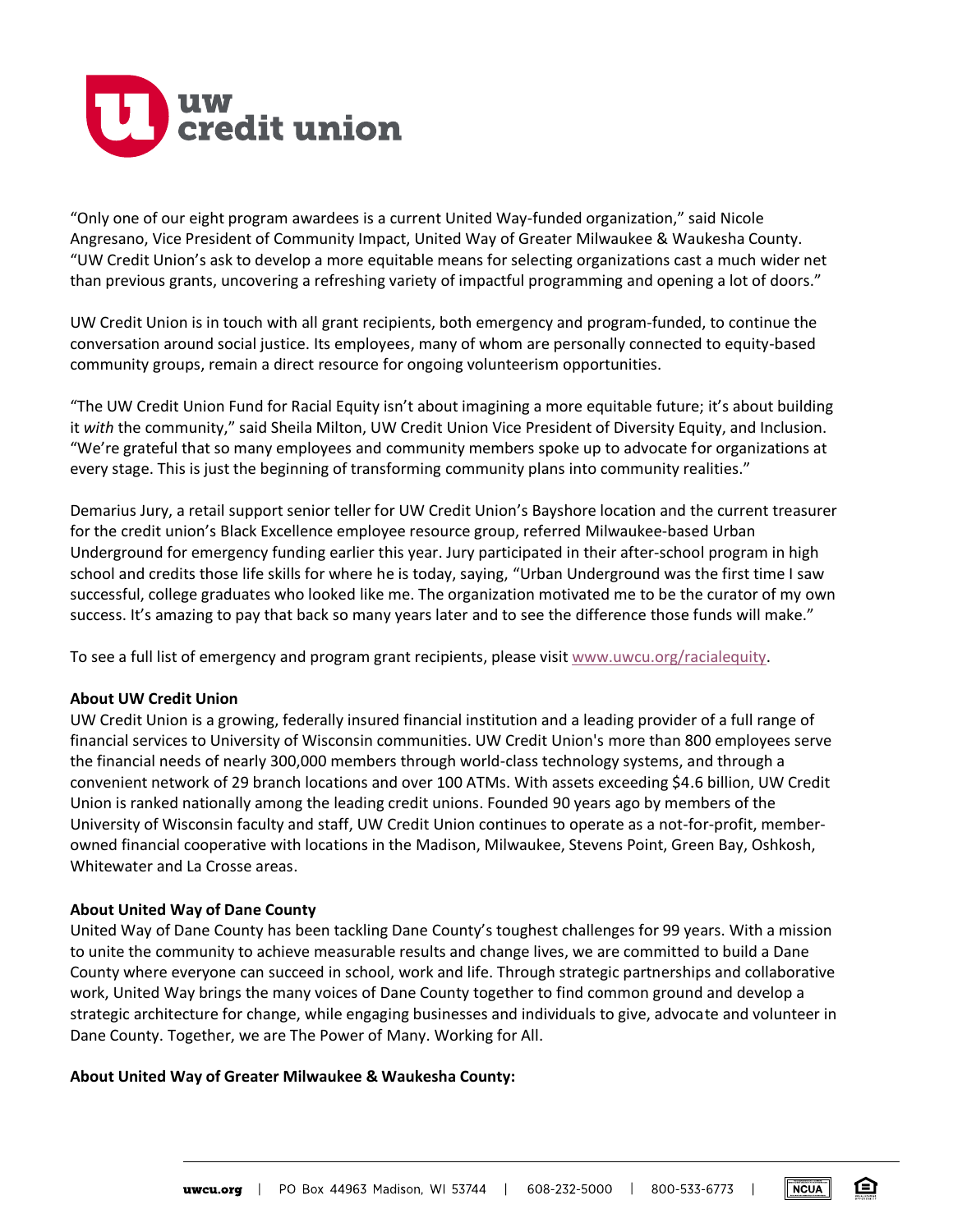"Only one of our eight program awardees is a current United Way-funded organization," said Nicole Angresano, Vice President of Community Impact, United Way of Greater Milwaukee & Waukesha County. "UW Credit Union's ask to develop a more equitable means for selecting organizations cast a much wider net than previous grants, uncovering a refreshing variety of impactful programming and opening a lot of doors."

UW Credit Union is in touch with all grant recipients, both emergency and program-funded, to continue the conversation around social justice. Its employees, many of whom are personally connected to equity-based community groups, remain a direct resource for ongoing volunteerism opportunities.

"The UW Credit Union Fund for Racial Equity isn't about imagining a more equitable future; it's about building it *with* the community," said Sheila Milton, UW Credit Union Vice President of Diversity Equity, and Inclusion. "We're grateful that so many employees and community members spoke up to advocate for organizations at every stage. This is just the beginning of transforming community plans into community realities."

Demarius Jury, a retail support senior teller for UW Credit Union's Bayshore location and the current treasurer for the credit union's Black Excellence employee resource group, referred Milwaukee-based Urban Underground for emergency funding earlier this year. Jury participated in their after-school program in high school and credits those life skills for where he is today, saying, "Urban Underground was the first time I saw successful, college graduates who looked like me. The organization motivated me to be the curator of my own success. It's amazing to pay that back so many years later and to see the difference those funds will make."

To see a full list of emergency and program grant recipients, please visit [www.uwcu.org/racialequity](http://www.uwcu.org/racialequity).

**About UW Credit Union**

UW Credit Union is a growing, federally insured financial institution and a leading provider of a full range of financial services to University of Wisconsin communities. UW Credit Union's more than 800 employees serve the financial needs of nearly 300,000 members through world-class technology systems, and through a convenient network of 29 branch locations and over 100 ATMs. With assets exceeding $4.6 billion, UW Credit Union is ranked nationally among the leading credit unions. Founded 90 years ago by members of the University of Wisconsin faculty and staff, UW Credit Union continues to operate as a not-for-profit, member-owned financial cooperative with locations in the Madison, Milwaukee, Stevens Point, Green Bay, Oshkosh, Whitewater and La Crosse areas.

**About United Way of Dane County**

United Way of Dane County has been tackling Dane County's toughest challenges for 99 years. With a mission to unite the community to achieve measurable results and change lives, we are committed to build a Dane County where everyone can succeed in school, work and life. Through strategic partnerships and collaborative work, United Way brings the many voices of Dane County together to find common ground and develop a strategic architecture for change, while engaging businesses and individuals to give, advocate and volunteer in Dane County. Together, we are The Power of Many. Working for All.

**About United Way of Greater Milwaukee & Waukesha County:**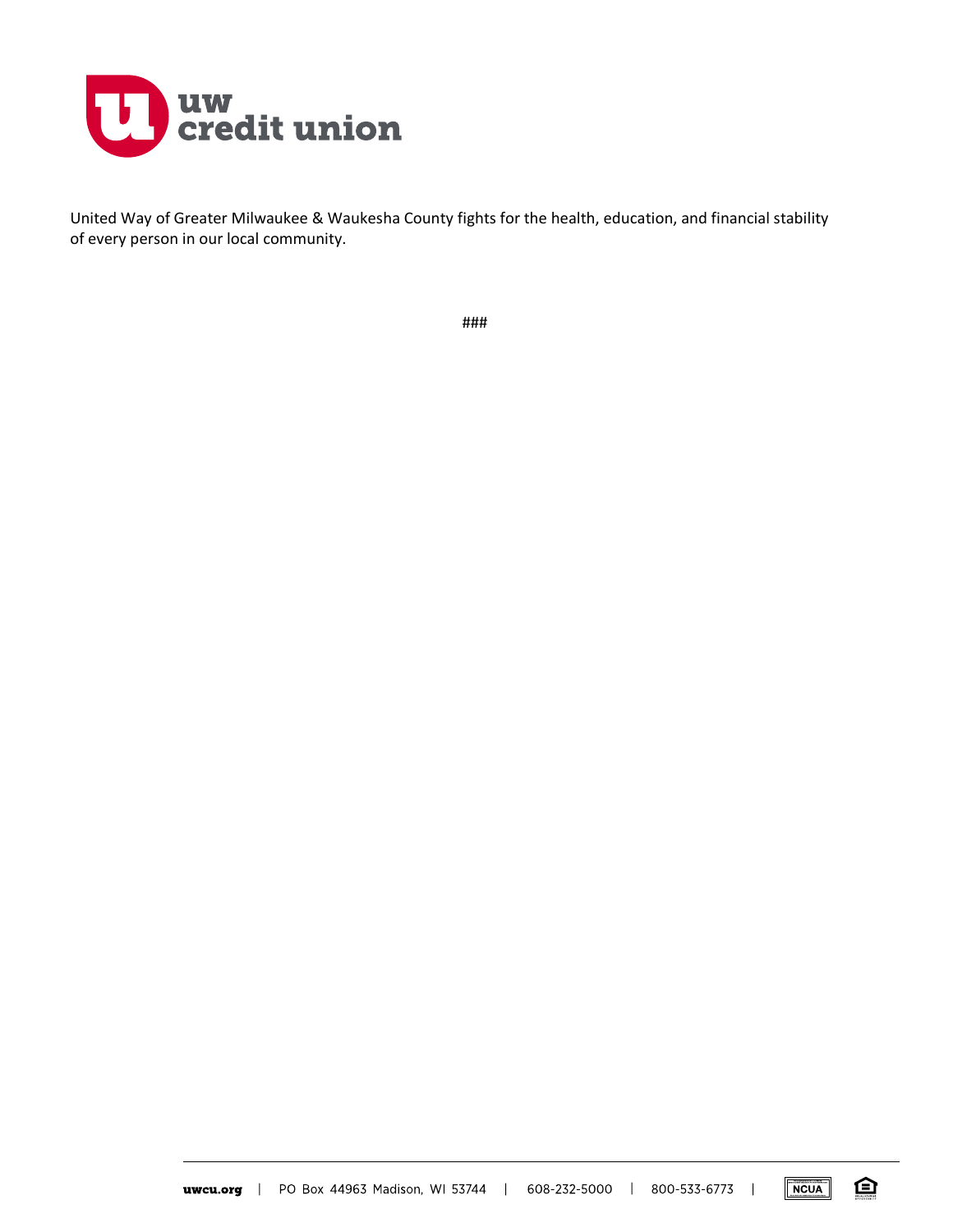United Way of Greater Milwaukee & Waukesha County fights for the health, education, and financial stability of every person in our local community.

###